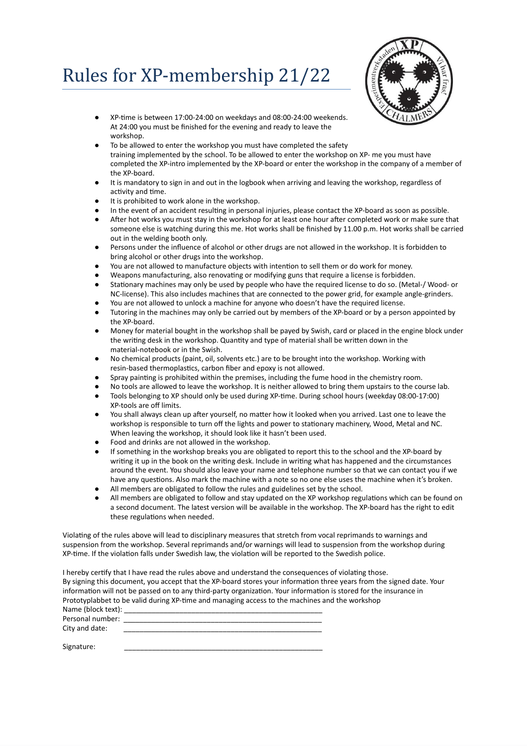# Rules for XP-membership 21/22

- XP-time is between 17:00-24:00 on weekdays and 08:00-24:00 weekends. At 24:00 you must be finished for the evening and ready to leave the workshop.
- To be allowed to enter the workshop you must have completed the safety training implemented by the school. To be allowed to enter the workshop on XP- me you must have completed the XP-intro implemented by the XP-board or enter the workshop in the company of a member of the XP-board.
- It is mandatory to sign in and out in the logbook when arriving and leaving the workshop, regardless of activity and time.
- It is prohibited to work alone in the workshop.
- In the event of an accident resulting in personal injuries, please contact the XP-board as soon as possible.
- After hot works you must stay in the workshop for at least one hour after completed work or make sure that someone else is watching during this me. Hot works shall be finished by 11.00 p.m. Hot works shall be carried out in the welding booth only.
- Persons under the influence of alcohol or other drugs are not allowed in the workshop. It is forbidden to bring alcohol or other drugs into the workshop.
- You are not allowed to manufacture objects with intention to sell them or do work for money.
- Weapons manufacturing, also renovating or modifying guns that require a license is forbidden.
- Stationary machines may only be used by people who have the required license to do so. (Metal-/ Wood- or NC-license). This also includes machines that are connected to the power grid, for example angle-grinders.
- You are not allowed to unlock a machine for anyone who doesn't have the required license.
- Tutoring in the machines may only be carried out by members of the XP-board or by a person appointed by the XP-board.
- Money for material bought in the workshop shall be payed by Swish, card or placed in the engine block under the writing desk in the workshop. Quantity and type of material shall be written down in the material-notebook or in the Swish.
- No chemical products (paint, oil, solvents etc.) are to be brought into the workshop. Working with resin-based thermoplastics, carbon fiber and epoxy is not allowed.
- Spray painting is prohibited within the premises, including the fume hood in the chemistry room.
- No tools are allowed to leave the workshop. It is neither allowed to bring them upstairs to the course lab.
- Tools belonging to XP should only be used during XP-time. During school hours (weekday 08:00-17:00) XP-tools are off limits.
- You shall always clean up after yourself, no matter how it looked when you arrived. Last one to leave the workshop is responsible to turn off the lights and power to stationary machinery, Wood, Metal and NC. When leaving the workshop, it should look like it hasn't been used.
- Food and drinks are not allowed in the workshop.
- If something in the workshop breaks you are obligated to report this to the school and the XP-board by writing it up in the book on the writing desk. Include in writing what has happened and the circumstances around the event. You should also leave your name and telephone number so that we can contact you if we have any questions. Also mark the machine with a note so no one else uses the machine when it's broken.
- All members are obligated to follow the rules and guidelines set by the school.
- All members are obligated to follow and stay updated on the XP workshop regulations which can be found on a second document. The latest version will be available in the workshop. The XP-board has the right to edit these regulations when needed.

Violating of the rules above will lead to disciplinary measures that stretch from vocal reprimands to warnings and suspension from the workshop. Several reprimands and/or warnings will lead to suspension from the workshop during XP-time. If the violation falls under Swedish law, the violation will be reported to the Swedish police.

I hereby certify that I have read the rules above and understand the consequences of violating those.
By signing this document, you accept that the XP-board stores your information three years from the signed date. Your information will not be passed on to any third-party organization. Your information is stored for the insurance in Prototyplabbet to be valid during XP-time and managing access to the machines and the workshop

Name (block text): ____________________________________________________

Personal number: ____________________________________________________

City and date: ____________________________________________________

Signature: ____________________________________________________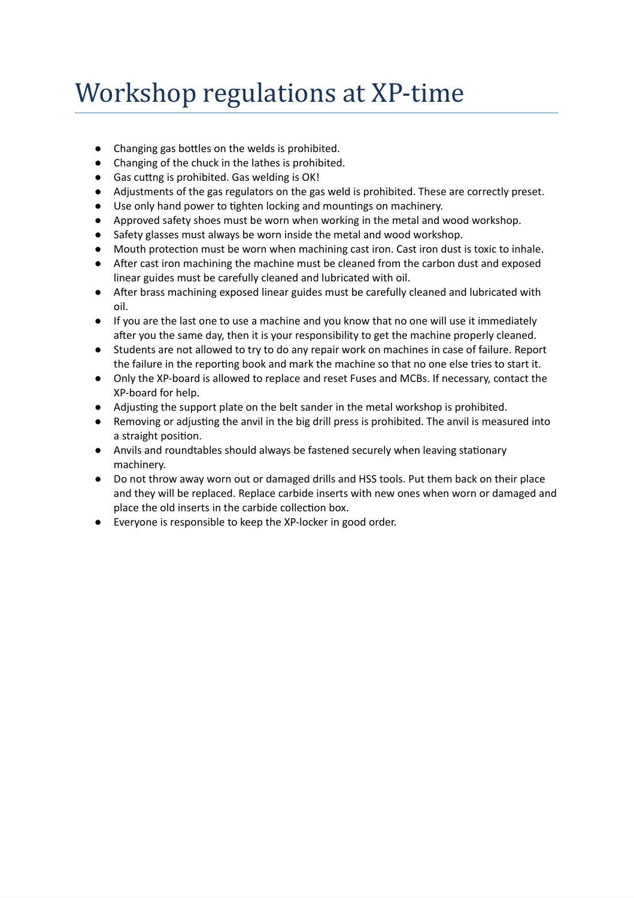# Workshop regulations at XP-time

- Changing gas bottles on the welds is prohibited.
- Changing of the chuck in the lathes is prohibited.
- Gas cuttng is prohibited. Gas welding is OK!
- Adjustments of the gas regulators on the gas weld is prohibited. These are correctly preset.
- Use only hand power to tighten locking and mountings on machinery.
- Approved safety shoes must be worn when working in the metal and wood workshop.
- Safety glasses must always be worn inside the metal and wood workshop.
- Mouth protection must be worn when machining cast iron. Cast iron dust is toxic to inhale.
- After cast iron machining the machine must be cleaned from the carbon dust and exposed linear guides must be carefully cleaned and lubricated with oil.
- After brass machining exposed linear guides must be carefully cleaned and lubricated with oil.
- If you are the last one to use a machine and you know that no one will use it immediately after you the same day, then it is your responsibility to get the machine properly cleaned.
- Students are not allowed to try to do any repair work on machines in case of failure. Report the failure in the reporting book and mark the machine so that no one else tries to start it.
- Only the XP-board is allowed to replace and reset Fuses and MCBs. If necessary, contact the XP-board for help.
- Adjusting the support plate on the belt sander in the metal workshop is prohibited.
- Removing or adjusting the anvil in the big drill press is prohibited. The anvil is measured into a straight position.
- Anvils and roundtables should always be fastened securely when leaving stationary machinery.
- Do not throw away worn out or damaged drills and HSS tools. Put them back on their place and they will be replaced. Replace carbide inserts with new ones when worn or damaged and place the old inserts in the carbide collection box.
- Everyone is responsible to keep the XP-locker in good order.